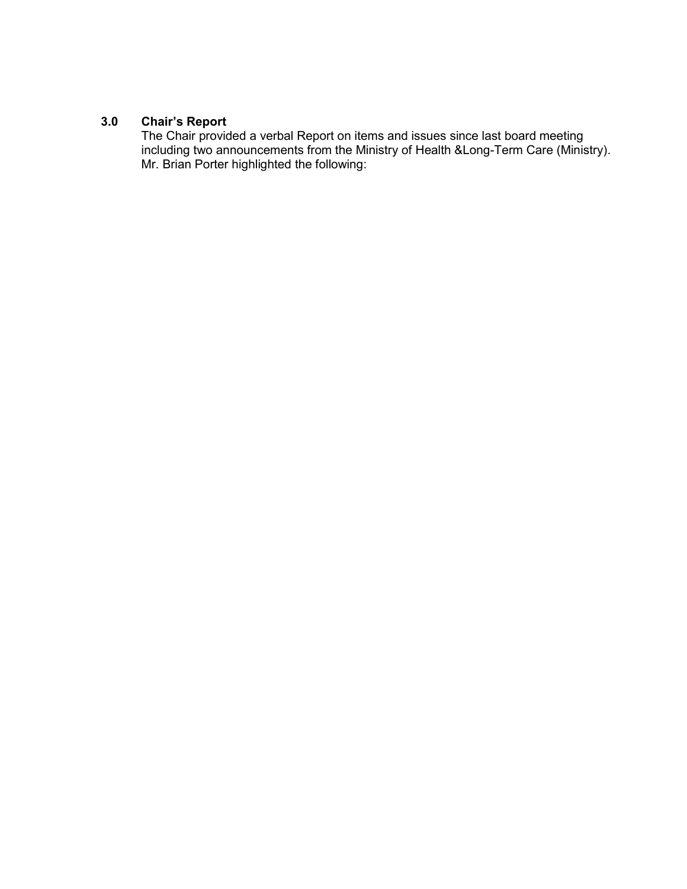### 3.0 Chair's Report

The Chair provided a verbal Report on items and issues since last board meeting including two announcements from the Ministry of Health &Long-Term Care (Ministry). Mr. Brian Porter highlighted the following: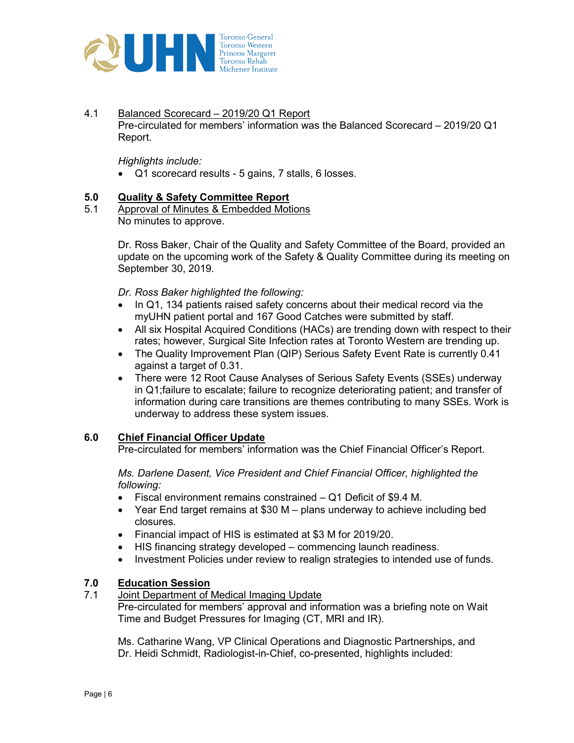4.1 Balanced Scorecard – 2019/20 Q1 Report

Pre-circulated for members' information was the Balanced Scorecard – 2019/20 Q1 Report.

*Highlights include:*

- Q1 scorecard results - 5 gains, 7 stalls, 6 losses.

## 5.0 Quality & Safety Committee Report

5.1 Approval of Minutes & Embedded Motions

No minutes to approve.

Dr. Ross Baker, Chair of the Quality and Safety Committee of the Board, provided an update on the upcoming work of the Safety & Quality Committee during its meeting on September 30, 2019.

*Dr. Ross Baker highlighted the following:*

- In Q1, 134 patients raised safety concerns about their medical record via the myUHN patient portal and 167 Good Catches were submitted by staff.
- All six Hospital Acquired Conditions (HACs) are trending down with respect to their rates; however, Surgical Site Infection rates at Toronto Western are trending up.
- The Quality Improvement Plan (QIP) Serious Safety Event Rate is currently 0.41 against a target of 0.31.
- There were 12 Root Cause Analyses of Serious Safety Events (SSEs) underway in Q1;failure to escalate; failure to recognize deteriorating patient; and transfer of information during care transitions are themes contributing to many SSEs. Work is underway to address these system issues.

## 6.0 Chief Financial Officer Update

Pre-circulated for members' information was the Chief Financial Officer's Report.

*Ms. Darlene Dasent, Vice President and Chief Financial Officer, highlighted the following:*

- Fiscal environment remains constrained – Q1 Deficit of $9.4 M.
- Year End target remains at $30 M – plans underway to achieve including bed closures.
- Financial impact of HIS is estimated at $3 M for 2019/20.
- HIS financing strategy developed – commencing launch readiness.
- Investment Policies under review to realign strategies to intended use of funds.

## 7.0 Education Session

7.1 Joint Department of Medical Imaging Update

Pre-circulated for members' approval and information was a briefing note on Wait Time and Budget Pressures for Imaging (CT, MRI and IR).

Ms. Catharine Wang, VP Clinical Operations and Diagnostic Partnerships, and Dr. Heidi Schmidt, Radiologist-in-Chief, co-presented, highlights included: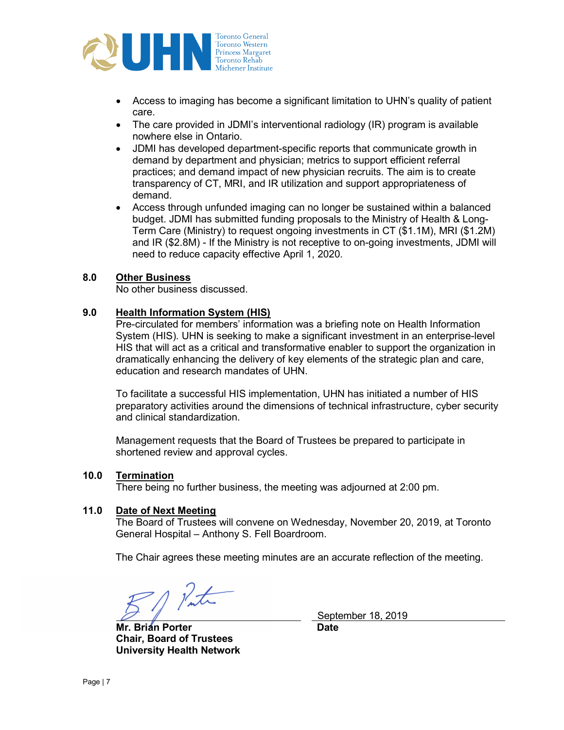- Access to imaging has become a significant limitation to UHN's quality of patient care.
- The care provided in JDMI's interventional radiology (IR) program is available nowhere else in Ontario.
- JDMI has developed department-specific reports that communicate growth in demand by department and physician; metrics to support efficient referral practices; and demand impact of new physician recruits. The aim is to create transparency of CT, MRI, and IR utilization and support appropriateness of demand.
- Access through unfunded imaging can no longer be sustained within a balanced budget. JDMI has submitted funding proposals to the Ministry of Health & Long-Term Care (Ministry) to request ongoing investments in CT ($1.1M), MRI ($1.2M) and IR ($2.8M) - If the Ministry is not receptive to on-going investments, JDMI will need to reduce capacity effective April 1, 2020.

## 8.0 Other Business

No other business discussed.

## 9.0 Health Information System (HIS)

Pre-circulated for members' information was a briefing note on Health Information System (HIS). UHN is seeking to make a significant investment in an enterprise-level HIS that will act as a critical and transformative enabler to support the organization in dramatically enhancing the delivery of key elements of the strategic plan and care, education and research mandates of UHN.

To facilitate a successful HIS implementation, UHN has initiated a number of HIS preparatory activities around the dimensions of technical infrastructure, cyber security and clinical standardization.

Management requests that the Board of Trustees be prepared to participate in shortened review and approval cycles.

## 10.0 Termination

There being no further business, the meeting was adjourned at 2:00 pm.

## 11.0 Date of Next Meeting

The Board of Trustees will convene on Wednesday, November 20, 2019, at Toronto General Hospital – Anthony S. Fell Boardroom.

The Chair agrees these meeting minutes are an accurate reflection of the meeting.

**Mr. Brian Porter**
**Chair, Board of Trustees**
**University Health Network**

September 18, 2019
**Date**